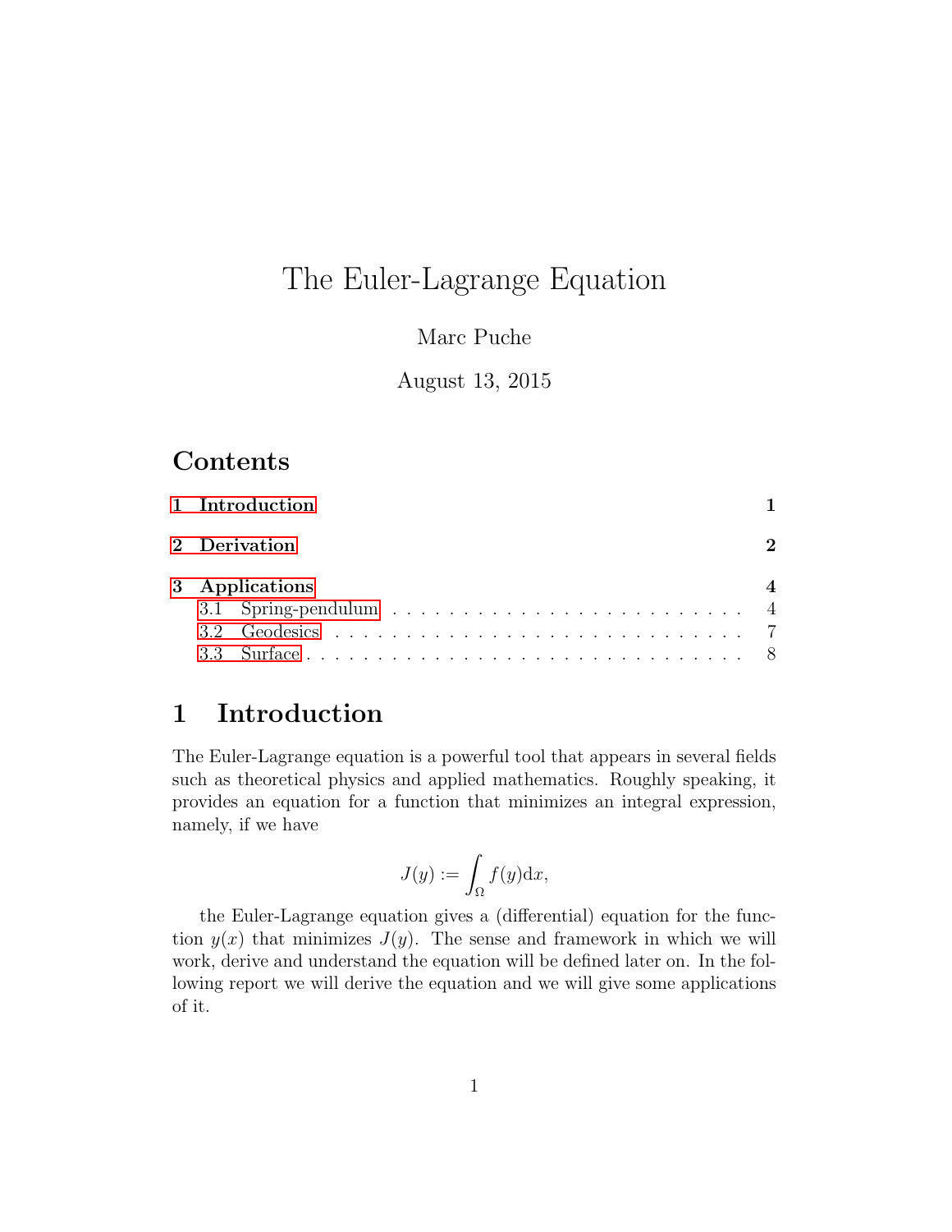# The Euler-Lagrange Equation

Marc Puche

August 13, 2015

## Contents

1 Introduction — 1

2 Derivation — 2

3 Applications — 4

- 3.1 Spring-pendulum — 4
- 3.2 Geodesics — 7
- 3.3 Surface — 8

## 1 Introduction

The Euler-Lagrange equation is a powerful tool that appears in several fields such as theoretical physics and applied mathematics. Roughly speaking, it provides an equation for a function that minimizes an integral expression, namely, if we have

$$J(y) := \int_{\Omega} f(y)\mathrm{d}x,$$

the Euler-Lagrange equation gives a (differential) equation for the function $y(x)$ that minimizes $J(y)$. The sense and framework in which we will work, derive and understand the equation will be defined later on. In the following report we will derive the equation and we will give some applications of it.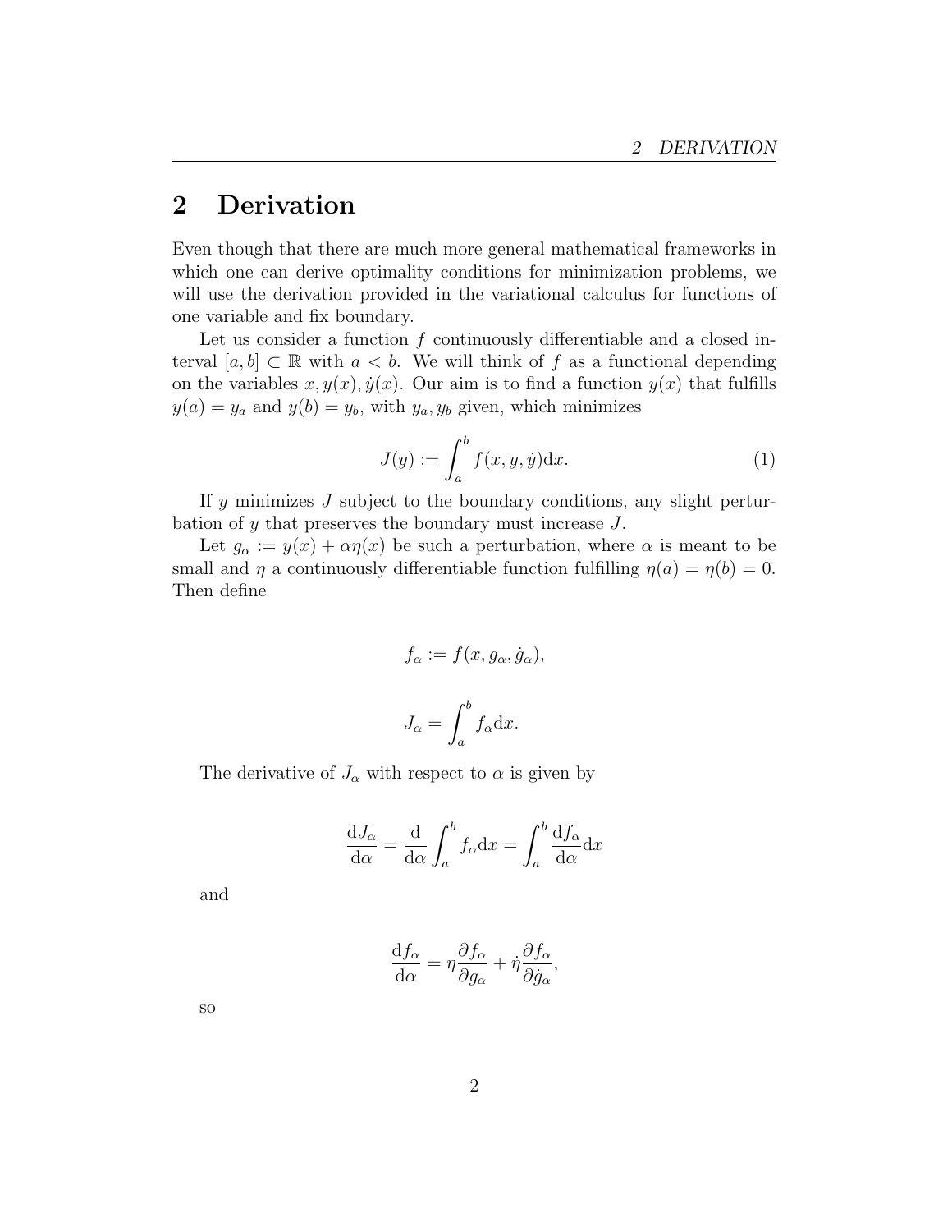# 2 Derivation

Even though that there are much more general mathematical frameworks in which one can derive optimality conditions for minimization problems, we will use the derivation provided in the variational calculus for functions of one variable and fix boundary.

Let us consider a function $f$ continuously differentiable and a closed interval $[a, b] \subset \mathbb{R}$ with $a < b$. We will think of $f$ as a functional depending on the variables $x, y(x), \dot{y}(x)$. Our aim is to find a function $y(x)$ that fulfills $y(a) = y_a$ and $y(b) = y_b$, with $y_a, y_b$ given, which minimizes

$$J(y) := \int_a^b f(x, y, \dot{y}) \mathrm{d}x. \tag{1}$$

If $y$ minimizes $J$ subject to the boundary conditions, any slight perturbation of $y$ that preserves the boundary must increase $J$.

Let $g_\alpha := y(x) + \alpha\eta(x)$ be such a perturbation, where $\alpha$ is meant to be small and $\eta$ a continuously differentiable function fulfilling $\eta(a) = \eta(b) = 0$. Then define

$$f_\alpha := f(x, g_\alpha, \dot{g}_\alpha),$$

$$J_\alpha = \int_a^b f_\alpha \mathrm{d}x.$$

The derivative of $J_\alpha$ with respect to $\alpha$ is given by

$$\frac{\mathrm{d}J_\alpha}{\mathrm{d}\alpha} = \frac{\mathrm{d}}{\mathrm{d}\alpha} \int_a^b f_\alpha \mathrm{d}x = \int_a^b \frac{\mathrm{d}f_\alpha}{\mathrm{d}\alpha} \mathrm{d}x$$

and

$$\frac{\mathrm{d}f_\alpha}{\mathrm{d}\alpha} = \eta \frac{\partial f_\alpha}{\partial g_\alpha} + \dot{\eta} \frac{\partial f_\alpha}{\partial \dot{g}_\alpha},$$

so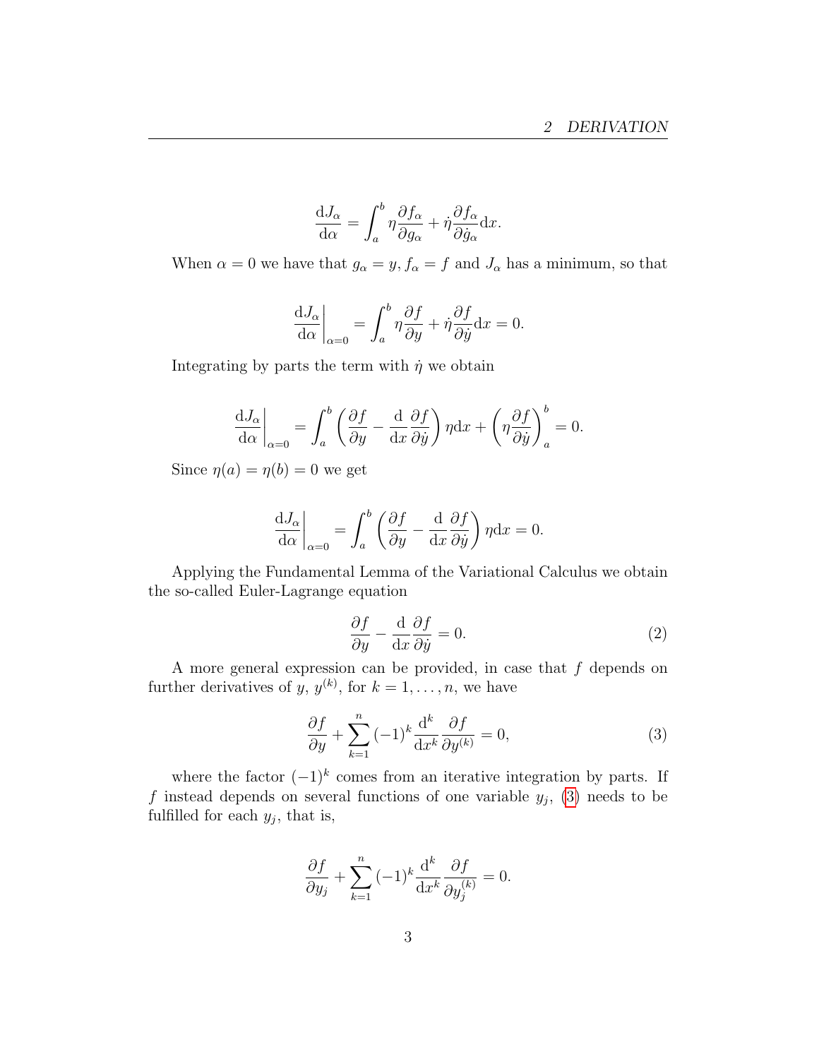$$\frac{\mathrm{d}J_\alpha}{\mathrm{d}\alpha} = \int_a^b \eta \frac{\partial f_\alpha}{\partial g_\alpha} + \dot{\eta} \frac{\partial f_\alpha}{\partial \dot{g}_\alpha} \mathrm{d}x.$$

When $\alpha = 0$ we have that $g_\alpha = y, f_\alpha = f$ and $J_\alpha$ has a minimum, so that

$$\left.\frac{\mathrm{d}J_\alpha}{\mathrm{d}\alpha}\right|_{\alpha=0} = \int_a^b \eta \frac{\partial f}{\partial y} + \dot{\eta} \frac{\partial f}{\partial \dot{y}} \mathrm{d}x = 0.$$

Integrating by parts the term with $\dot{\eta}$ we obtain

$$\left.\frac{\mathrm{d}J_\alpha}{\mathrm{d}\alpha}\right|_{\alpha=0} = \int_a^b \left( \frac{\partial f}{\partial y} - \frac{\mathrm{d}}{\mathrm{d}x} \frac{\partial f}{\partial \dot{y}} \right) \eta \mathrm{d}x + \left( \eta \frac{\partial f}{\partial \dot{y}} \right)_a^b = 0.$$

Since $\eta(a) = \eta(b) = 0$ we get

$$\left.\frac{\mathrm{d}J_\alpha}{\mathrm{d}\alpha}\right|_{\alpha=0} = \int_a^b \left( \frac{\partial f}{\partial y} - \frac{\mathrm{d}}{\mathrm{d}x} \frac{\partial f}{\partial \dot{y}} \right) \eta \mathrm{d}x = 0.$$

Applying the Fundamental Lemma of the Variational Calculus we obtain the so-called Euler-Lagrange equation

$$\frac{\partial f}{\partial y} - \frac{\mathrm{d}}{\mathrm{d}x} \frac{\partial f}{\partial \dot{y}} = 0. \tag{2}$$

A more general expression can be provided, in case that $f$ depends on further derivatives of $y$, $y^{(k)}$, for $k = 1, \ldots, n$, we have

$$\frac{\partial f}{\partial y} + \sum_{k=1}^{n} (-1)^k \frac{\mathrm{d}^k}{\mathrm{d}x^k} \frac{\partial f}{\partial y^{(k)}} = 0, \tag{3}$$

where the factor $(-1)^k$ comes from an iterative integration by parts. If $f$ instead depends on several functions of one variable $y_j$, (3) needs to be fulfilled for each $y_j$, that is,

$$\frac{\partial f}{\partial y_j} + \sum_{k=1}^{n} (-1)^k \frac{\mathrm{d}^k}{\mathrm{d}x^k} \frac{\partial f}{\partial y_j^{(k)}} = 0.$$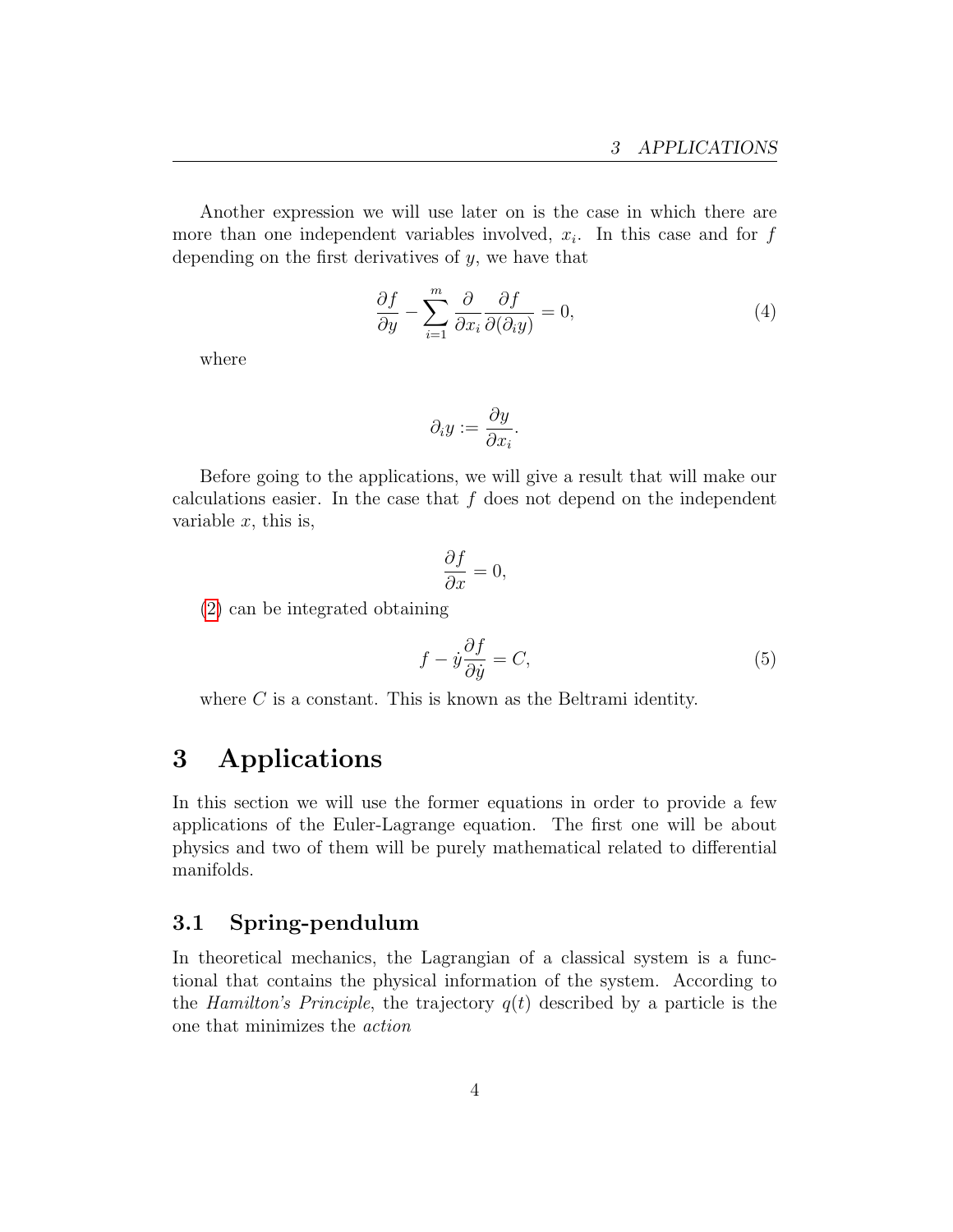Another expression we will use later on is the case in which there are more than one independent variables involved, $x_i$. In this case and for $f$ depending on the first derivatives of $y$, we have that

$$\frac{\partial f}{\partial y} - \sum_{i=1}^{m} \frac{\partial}{\partial x_i} \frac{\partial f}{\partial(\partial_i y)} = 0, \tag{4}$$

where

$$\partial_i y := \frac{\partial y}{\partial x_i}.$$

Before going to the applications, we will give a result that will make our calculations easier. In the case that $f$ does not depend on the independent variable $x$, this is,

$$\frac{\partial f}{\partial x} = 0,$$

(2) can be integrated obtaining

$$f - \dot{y}\frac{\partial f}{\partial \dot{y}} = C, \tag{5}$$

where $C$ is a constant. This is known as the Beltrami identity.

# 3 Applications

In this section we will use the former equations in order to provide a few applications of the Euler-Lagrange equation. The first one will be about physics and two of them will be purely mathematical related to differential manifolds.

## 3.1 Spring-pendulum

In theoretical mechanics, the Lagrangian of a classical system is a functional that contains the physical information of the system. According to the *Hamilton's Principle*, the trajectory $q(t)$ described by a particle is the one that minimizes the *action*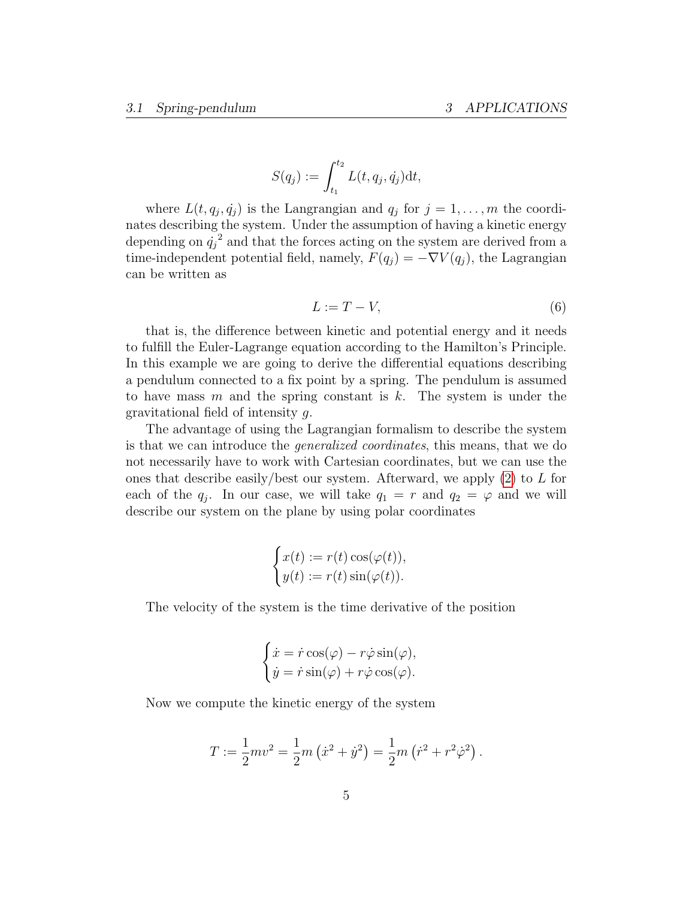$$S(q_j) := \int_{t_1}^{t_2} L(t, q_j, \dot{q_j}) \mathrm{d}t,$$

where $L(t, q_j, \dot{q_j})$ is the Langrangian and $q_j$ for $j = 1, \ldots, m$ the coordinates describing the system. Under the assumption of having a kinetic energy depending on $\dot{q_j}^2$ and that the forces acting on the system are derived from a time-independent potential field, namely, $F(q_j) = -\nabla V(q_j)$, the Lagrangian can be written as

$$L := T - V, \tag{6}$$

that is, the difference between kinetic and potential energy and it needs to fulfill the Euler-Lagrange equation according to the Hamilton's Principle. In this example we are going to derive the differential equations describing a pendulum connected to a fix point by a spring. The pendulum is assumed to have mass $m$ and the spring constant is $k$. The system is under the gravitational field of intensity $g$.

The advantage of using the Lagrangian formalism to describe the system is that we can introduce the *generalized coordinates*, this means, that we do not necessarily have to work with Cartesian coordinates, but we can use the ones that describe easily/best our system. Afterward, we apply (2) to $L$ for each of the $q_j$. In our case, we will take $q_1 = r$ and $q_2 = \varphi$ and we will describe our system on the plane by using polar coordinates

$$\begin{cases} x(t) := r(t)\cos(\varphi(t)), \\ y(t) := r(t)\sin(\varphi(t)). \end{cases}$$

The velocity of the system is the time derivative of the position

$$\begin{cases} \dot{x} = \dot{r}\cos(\varphi) - r\dot{\varphi}\sin(\varphi), \\ \dot{y} = \dot{r}\sin(\varphi) + r\dot{\varphi}\cos(\varphi). \end{cases}$$

Now we compute the kinetic energy of the system

$$T := \frac{1}{2}mv^2 = \frac{1}{2}m\left(\dot{x}^2 + \dot{y}^2\right) = \frac{1}{2}m\left(\dot{r}^2 + r^2\dot{\varphi}^2\right).$$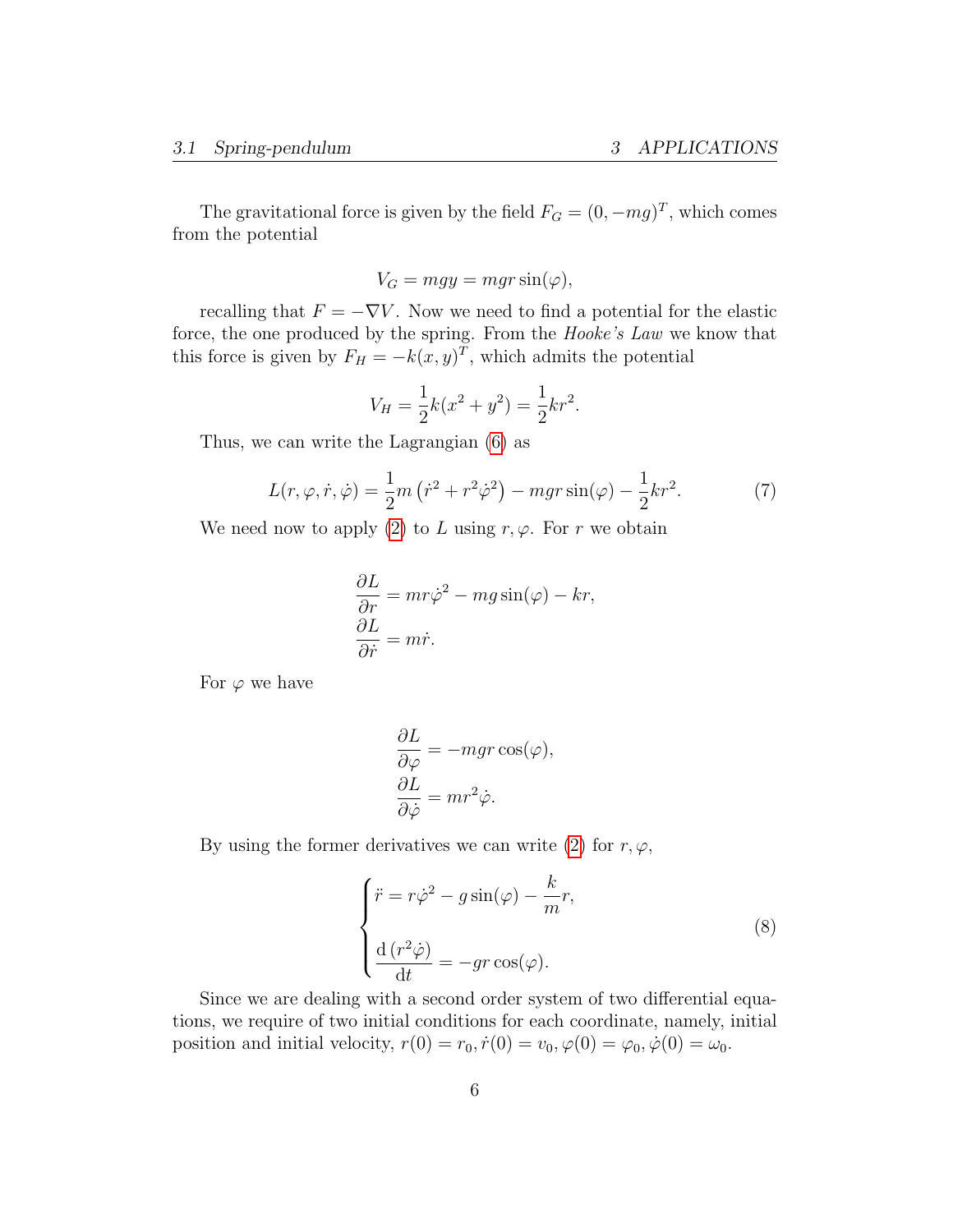The gravitational force is given by the field $F_G = (0, -mg)^T$, which comes from the potential

$$V_G = mgy = mgr\sin(\varphi),$$

recalling that $F = -\nabla V$. Now we need to find a potential for the elastic force, the one produced by the spring. From the *Hooke's Law* we know that this force is given by $F_H = -k(x, y)^T$, which admits the potential

$$V_H = \frac{1}{2}k(x^2 + y^2) = \frac{1}{2}kr^2.$$

Thus, we can write the Lagrangian (6) as

$$L(r, \varphi, \dot{r}, \dot{\varphi}) = \frac{1}{2}m\left(\dot{r}^2 + r^2\dot{\varphi}^2\right) - mgr\sin(\varphi) - \frac{1}{2}kr^2. \tag{7}$$

We need now to apply (2) to $L$ using $r, \varphi$. For $r$ we obtain

$$\frac{\partial L}{\partial r} = mr\dot{\varphi}^2 - mg\sin(\varphi) - kr,$$
$$\frac{\partial L}{\partial \dot{r}} = m\dot{r}.$$

For $\varphi$ we have

$$\frac{\partial L}{\partial \varphi} = -mgr\cos(\varphi),$$
$$\frac{\partial L}{\partial \dot{\varphi}} = mr^2\dot{\varphi}.$$

By using the former derivatives we can write (2) for $r, \varphi$,

$$\begin{cases} \ddot{r} = r\dot{\varphi}^2 - g\sin(\varphi) - \dfrac{k}{m}r, \\ \\ \dfrac{\mathrm{d}\left(r^2\dot{\varphi}\right)}{\mathrm{d}t} = -gr\cos(\varphi). \end{cases} \tag{8}$$

Since we are dealing with a second order system of two differential equations, we require of two initial conditions for each coordinate, namely, initial position and initial velocity, $r(0) = r_0, \dot{r}(0) = v_0, \varphi(0) = \varphi_0, \dot{\varphi}(0) = \omega_0$.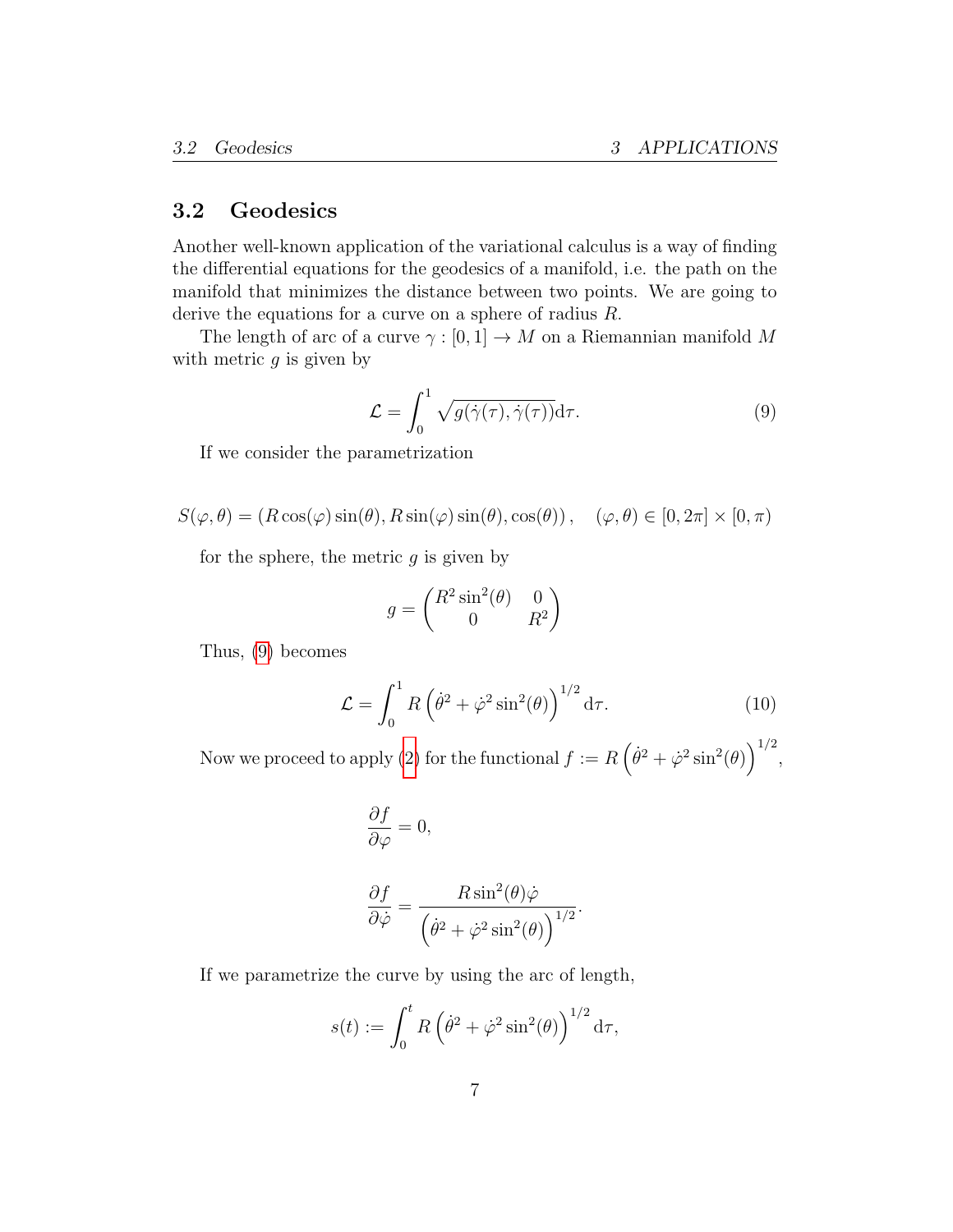## 3.2 Geodesics

Another well-known application of the variational calculus is a way of finding the differential equations for the geodesics of a manifold, i.e. the path on the manifold that minimizes the distance between two points. We are going to derive the equations for a curve on a sphere of radius $R$.

The length of arc of a curve $\gamma : [0,1] \to M$ on a Riemannian manifold $M$ with metric $g$ is given by

$$\mathcal{L} = \int_0^1 \sqrt{g(\dot{\gamma}(\tau), \dot{\gamma}(\tau))} \mathrm{d}\tau. \tag{9}$$

If we consider the parametrization

$$S(\varphi, \theta) = (R\cos(\varphi)\sin(\theta), R\sin(\varphi)\sin(\theta), \cos(\theta)), \quad (\varphi, \theta) \in [0, 2\pi] \times [0, \pi)$$

for the sphere, the metric $g$ is given by

$$g = \begin{pmatrix} R^2 \sin^2(\theta) & 0 \\ 0 & R^2 \end{pmatrix}$$

Thus, (9) becomes

$$\mathcal{L} = \int_0^1 R\left(\dot{\theta}^2 + \dot{\varphi}^2 \sin^2(\theta)\right)^{1/2} \mathrm{d}\tau. \tag{10}$$

Now we proceed to apply (2) for the functional $f := R\left(\dot{\theta}^2 + \dot{\varphi}^2 \sin^2(\theta)\right)^{1/2}$,

$$\frac{\partial f}{\partial \varphi} = 0,$$

$$\frac{\partial f}{\partial \dot{\varphi}} = \frac{R\sin^2(\theta)\dot{\varphi}}{\left(\dot{\theta}^2 + \dot{\varphi}^2 \sin^2(\theta)\right)^{1/2}}.$$

If we parametrize the curve by using the arc of length,

$$s(t) := \int_0^t R\left(\dot{\theta}^2 + \dot{\varphi}^2 \sin^2(\theta)\right)^{1/2} \mathrm{d}\tau,$$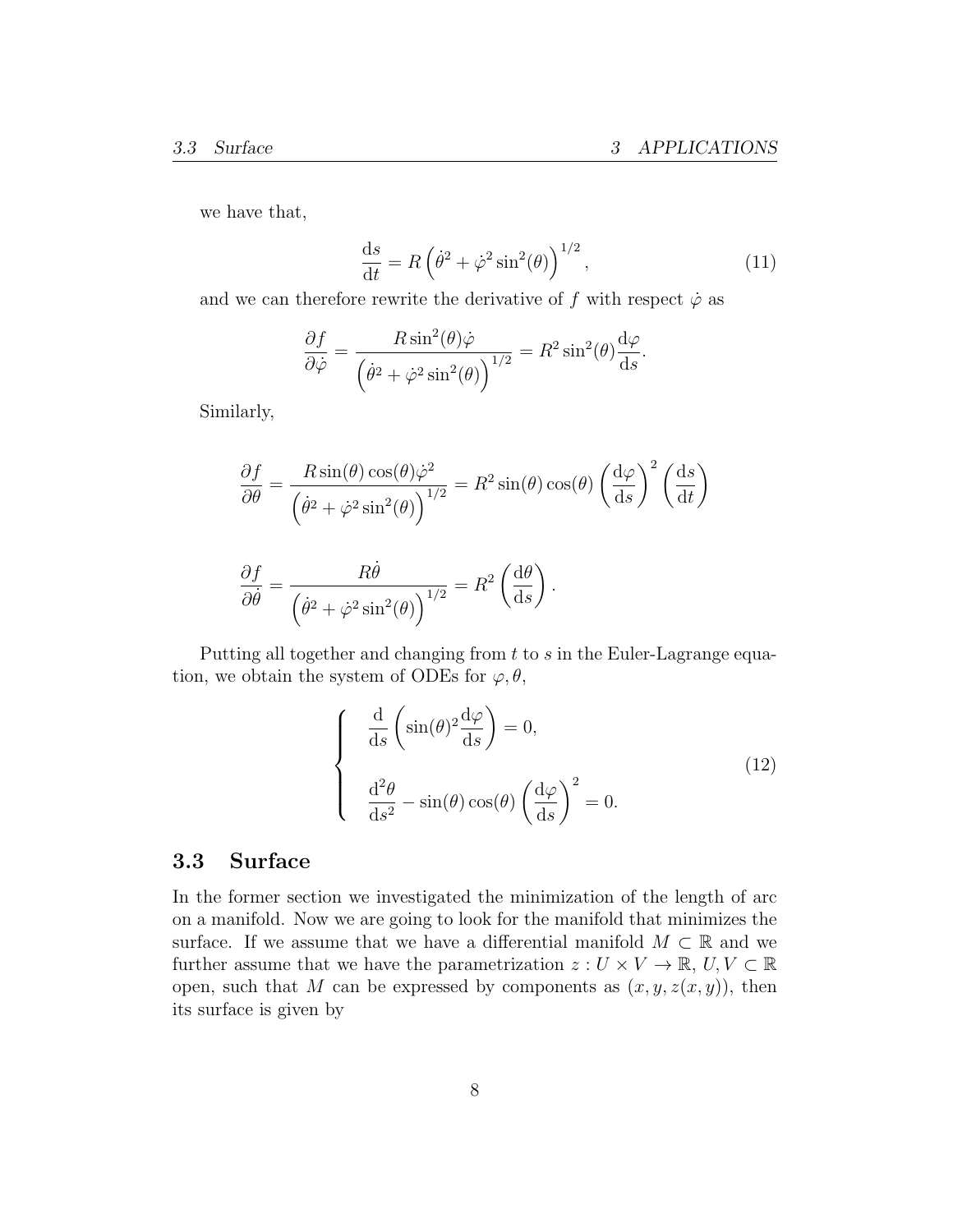we have that,

$$\frac{\mathrm{d}s}{\mathrm{d}t} = R\left(\dot{\theta}^2 + \dot{\varphi}^2 \sin^2(\theta)\right)^{1/2}, \tag{11}$$

and we can therefore rewrite the derivative of $f$ with respect $\dot{\varphi}$ as

$$\frac{\partial f}{\partial \dot{\varphi}} = \frac{R\sin^2(\theta)\dot{\varphi}}{\left(\dot{\theta}^2 + \dot{\varphi}^2\sin^2(\theta)\right)^{1/2}} = R^2 \sin^2(\theta)\frac{\mathrm{d}\varphi}{\mathrm{d}s}.$$

Similarly,

$$\frac{\partial f}{\partial \theta} = \frac{R\sin(\theta)\cos(\theta)\dot{\varphi}^2}{\left(\dot{\theta}^2 + \dot{\varphi}^2\sin^2(\theta)\right)^{1/2}} = R^2\sin(\theta)\cos(\theta)\left(\frac{\mathrm{d}\varphi}{\mathrm{d}s}\right)^2\left(\frac{\mathrm{d}s}{\mathrm{d}t}\right)$$

$$\frac{\partial f}{\partial \dot{\theta}} = \frac{R\dot{\theta}}{\left(\dot{\theta}^2 + \dot{\varphi}^2\sin^2(\theta)\right)^{1/2}} = R^2\left(\frac{\mathrm{d}\theta}{\mathrm{d}s}\right).$$

Putting all together and changing from $t$ to $s$ in the Euler-Lagrange equation, we obtain the system of ODEs for $\varphi, \theta$,

$$\begin{cases} \dfrac{\mathrm{d}}{\mathrm{d}s}\left(\sin(\theta)^2\dfrac{\mathrm{d}\varphi}{\mathrm{d}s}\right) = 0, \\[2ex] \dfrac{\mathrm{d}^2\theta}{\mathrm{d}s^2} - \sin(\theta)\cos(\theta)\left(\dfrac{\mathrm{d}\varphi}{\mathrm{d}s}\right)^2 = 0. \end{cases} \tag{12}$$

## 3.3 Surface

In the former section we investigated the minimization of the length of arc on a manifold. Now we are going to look for the manifold that minimizes the surface. If we assume that we have a differential manifold $M \subset \mathbb{R}$ and we further assume that we have the parametrization $z : U \times V \to \mathbb{R}$, $U, V \subset \mathbb{R}$ open, such that $M$ can be expressed by components as $(x, y, z(x, y))$, then its surface is given by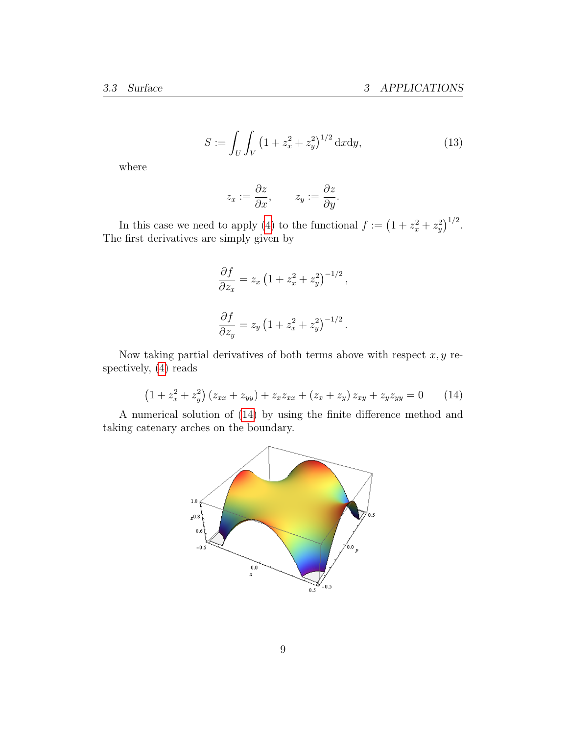$$S := \int_U \int_V \left(1 + z_x^2 + z_y^2\right)^{1/2} \mathrm{d}x\mathrm{d}y, \tag{13}$$

where

$$z_x := \frac{\partial z}{\partial x}, \qquad z_y := \frac{\partial z}{\partial y}.$$

In this case we need to apply (4) to the functional $f := \left(1 + z_x^2 + z_y^2\right)^{1/2}$. The first derivatives are simply given by

$$\frac{\partial f}{\partial z_x} = z_x \left(1 + z_x^2 + z_y^2\right)^{-1/2},$$

$$\frac{\partial f}{\partial z_y} = z_y \left(1 + z_x^2 + z_y^2\right)^{-1/2}.$$

Now taking partial derivatives of both terms above with respect $x, y$ respectively, (4) reads

$$\left(1 + z_x^2 + z_y^2\right)(z_{xx} + z_{yy}) + z_x z_{xx} + (z_x + z_y) z_{xy} + z_y z_{yy} = 0 \tag{14}$$

A numerical solution of (14) by using the finite difference method and taking catenary arches on the boundary.

1.0
z 0.8
0.6
−0.5
0.0
x
0.5
−0.5
0.0 y
0.5